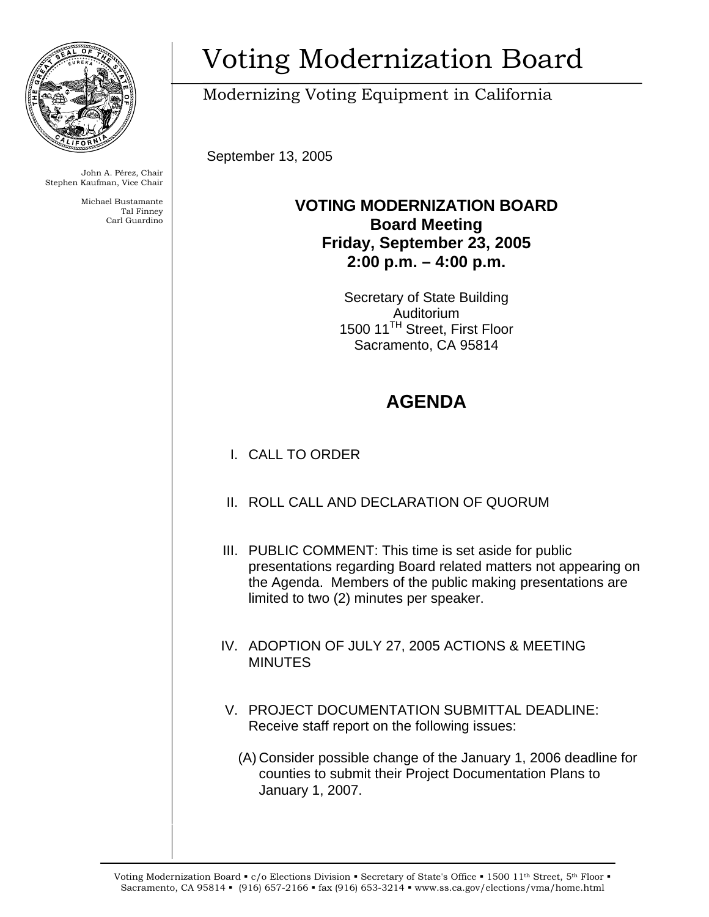# Voting Modernization Board

Modernizing Voting Equipment in California

John A. Pérez, Chair
Stephen Kaufman, Vice Chair

Michael Bustamante
Tal Finney
Carl Guardino

September 13, 2005

**VOTING MODERNIZATION BOARD**
**Board Meeting**
**Friday, September 23, 2005**
**2:00 p.m. – 4:00 p.m.**

Secretary of State Building
Auditorium
1500 11TH Street, First Floor
Sacramento, CA 95814

## AGENDA

I. CALL TO ORDER

II. ROLL CALL AND DECLARATION OF QUORUM

III. PUBLIC COMMENT: This time is set aside for public presentations regarding Board related matters not appearing on the Agenda. Members of the public making presentations are limited to two (2) minutes per speaker.

IV. ADOPTION OF JULY 27, 2005 ACTIONS & MEETING MINUTES

V. PROJECT DOCUMENTATION SUBMITTAL DEADLINE: Receive staff report on the following issues:

(A) Consider possible change of the January 1, 2006 deadline for counties to submit their Project Documentation Plans to January 1, 2007.

Voting Modernization Board ▪ c/o Elections Division ▪ Secretary of State's Office ▪ 1500 11th Street, 5th Floor ▪ Sacramento, CA 95814 ▪ (916) 657-2166 ▪ fax (916) 653-3214 ▪ www.ss.ca.gov/elections/vma/home.html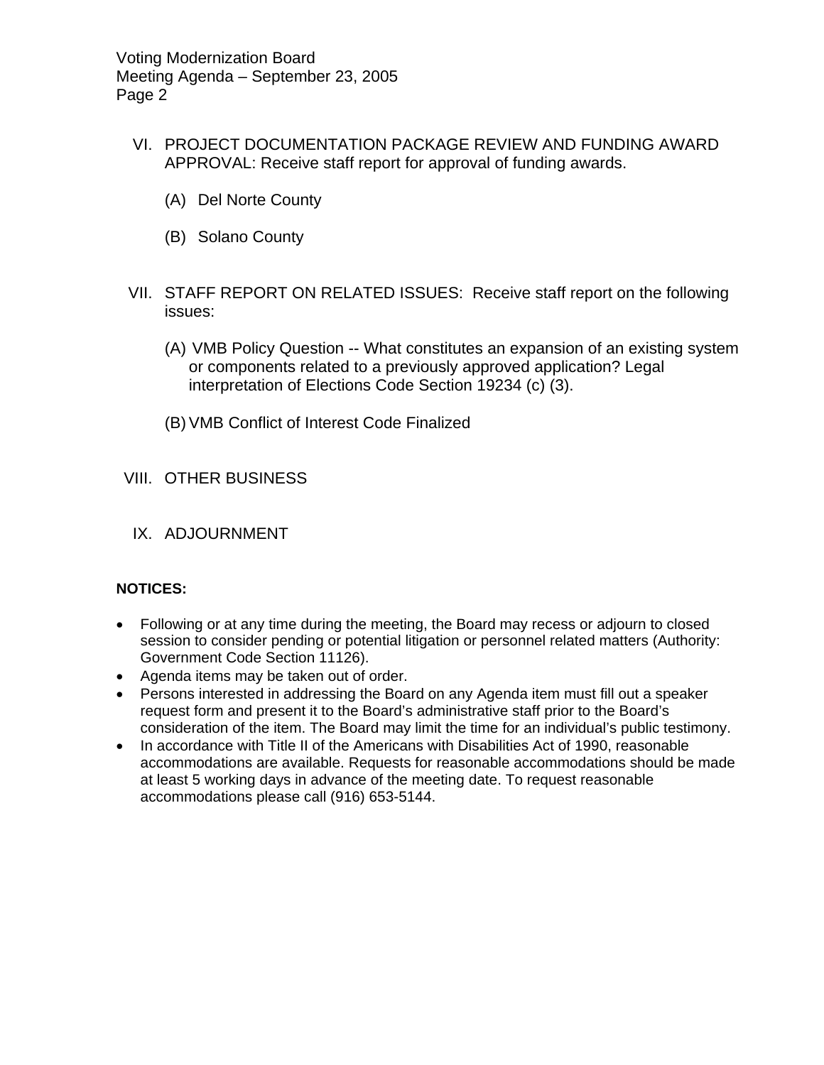VI. PROJECT DOCUMENTATION PACKAGE REVIEW AND FUNDING AWARD APPROVAL: Receive staff report for approval of funding awards.

    (A) Del Norte County

    (B) Solano County

VII. STAFF REPORT ON RELATED ISSUES: Receive staff report on the following issues:

    (A) VMB Policy Question -- What constitutes an expansion of an existing system or components related to a previously approved application? Legal interpretation of Elections Code Section 19234 (c) (3).

    (B) VMB Conflict of Interest Code Finalized

VIII. OTHER BUSINESS

IX. ADJOURNMENT

**NOTICES:**

- Following or at any time during the meeting, the Board may recess or adjourn to closed session to consider pending or potential litigation or personnel related matters (Authority: Government Code Section 11126).
- Agenda items may be taken out of order.
- Persons interested in addressing the Board on any Agenda item must fill out a speaker request form and present it to the Board's administrative staff prior to the Board's consideration of the item. The Board may limit the time for an individual's public testimony.
- In accordance with Title II of the Americans with Disabilities Act of 1990, reasonable accommodations are available. Requests for reasonable accommodations should be made at least 5 working days in advance of the meeting date. To request reasonable accommodations please call (916) 653-5144.